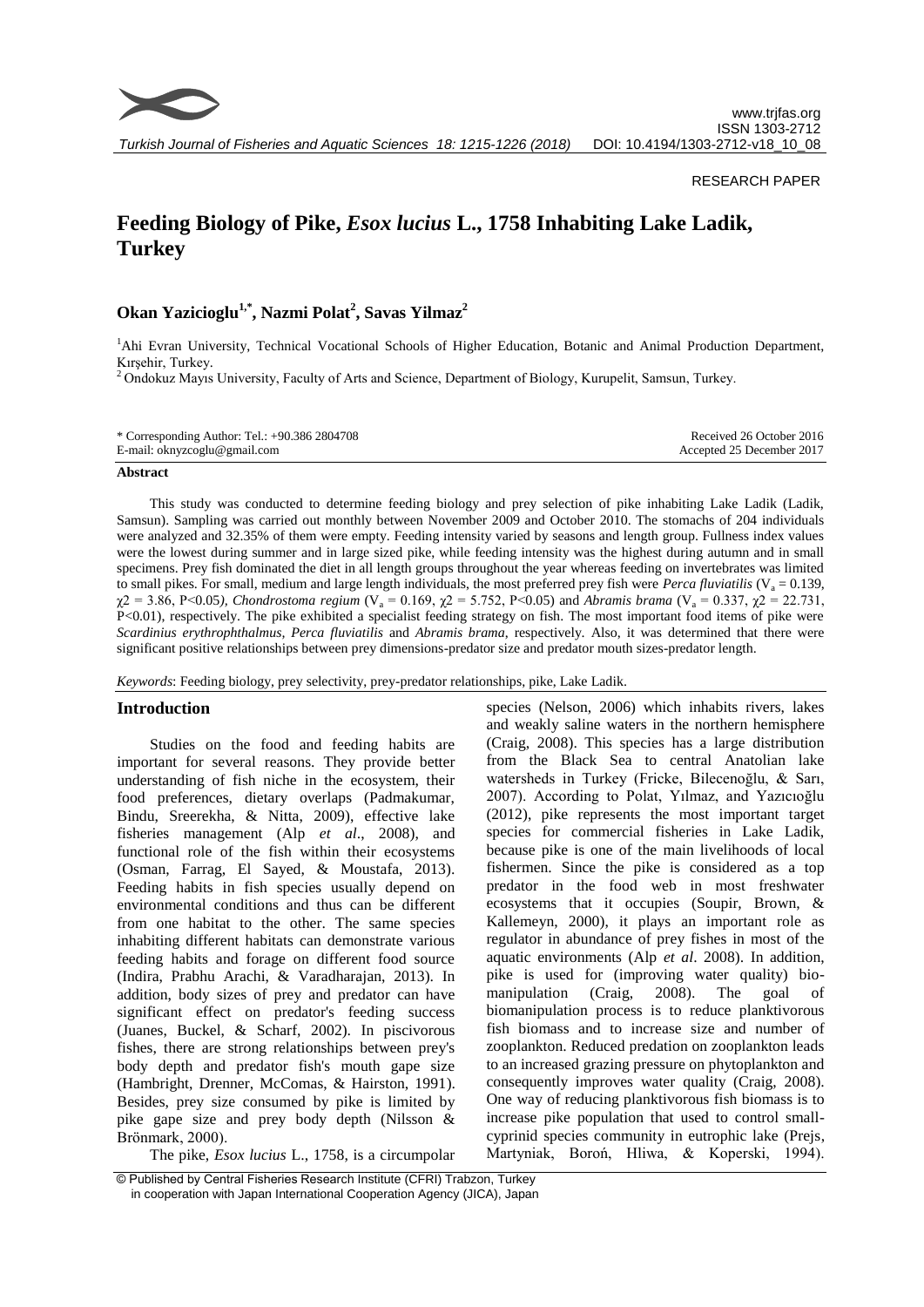RESEARCH PAPER

# Feeding Biology of Pike, *Esox lucius* L., 1758 Inhabiting Lake Ladik, Turkey

**Okan Yazicioglu[1,*], Nazmi Polat[2], Savas Yilmaz[2]**

[1]Ahi Evran University, Technical Vocational Schools of Higher Education, Botanic and Animal Production Department, Kırşehir, Turkey.

[2] Ondokuz Mayıs University, Faculty of Arts and Science, Department of Biology, Kurupelit, Samsun, Turkey.

\* Corresponding Author: Tel.: +90.386 2804708
E-mail: oknyzcoglu@gmail.com

Received 26 October 2016
Accepted 25 December 2017

## Abstract

This study was conducted to determine feeding biology and prey selection of pike inhabiting Lake Ladik (Ladik, Samsun). Sampling was carried out monthly between November 2009 and October 2010. The stomachs of 204 individuals were analyzed and 32.35% of them were empty. Feeding intensity varied by seasons and length group. Fullness index values were the lowest during summer and in large sized pike, while feeding intensity was the highest during autumn and in small specimens. Prey fish dominated the diet in all length groups throughout the year whereas feeding on invertebrates was limited to small pikes. For small, medium and large length individuals, the most preferred prey fish were *Perca fluviatilis* ($V_a = 0.139$, $\chi 2 = 3.86$, $P<0.05$), *Chondrostoma regium* ($V_a = 0.169$, $\chi 2 = 5.752$, $P<0.05$) and *Abramis brama* ($V_a = 0.337$, $\chi 2 = 22.731$, $P<0.01$), respectively. The pike exhibited a specialist feeding strategy on fish. The most important food items of pike were *Scardinius erythrophthalmus*, *Perca fluviatilis* and *Abramis brama*, respectively. Also, it was determined that there were significant positive relationships between prey dimensions-predator size and predator mouth sizes-predator length.

*Keywords*: Feeding biology, prey selectivity, prey-predator relationships, pike, Lake Ladik.

## Introduction

Studies on the food and feeding habits are important for several reasons. They provide better understanding of fish niche in the ecosystem, their food preferences, dietary overlaps (Padmakumar, Bindu, Sreerekha, & Nitta, 2009), effective lake fisheries management (Alp *et al*., 2008), and functional role of the fish within their ecosystems (Osman, Farrag, El Sayed, & Moustafa, 2013). Feeding habits in fish species usually depend on environmental conditions and thus can be different from one habitat to the other. The same species inhabiting different habitats can demonstrate various feeding habits and forage on different food source (Indira, Prabhu Arachi, & Varadharajan, 2013). In addition, body sizes of prey and predator can have significant effect on predator's feeding success (Juanes, Buckel, & Scharf, 2002). In piscivorous fishes, there are strong relationships between prey's body depth and predator fish's mouth gape size (Hambright, Drenner, McComas, & Hairston, 1991). Besides, prey size consumed by pike is limited by pike gape size and prey body depth (Nilsson & Brönmark, 2000).

The pike, *Esox lucius* L., 1758, is a circumpolar species (Nelson, 2006) which inhabits rivers, lakes and weakly saline waters in the northern hemisphere (Craig, 2008). This species has a large distribution from the Black Sea to central Anatolian lake watersheds in Turkey (Fricke, Bilecenoğlu, & Sarı, 2007). According to Polat, Yılmaz, and Yazıcıoğlu (2012), pike represents the most important target species for commercial fisheries in Lake Ladik, because pike is one of the main livelihoods of local fishermen. Since the pike is considered as a top predator in the food web in most freshwater ecosystems that it occupies (Soupir, Brown, & Kallemeyn, 2000), it plays an important role as regulator in abundance of prey fishes in most of the aquatic environments (Alp *et al*. 2008). In addition, pike is used for (improving water quality) bio-manipulation (Craig, 2008). The goal of biomanipulation process is to reduce planktivorous fish biomass and to increase size and number of zooplankton. Reduced predation on zooplankton leads to an increased grazing pressure on phytoplankton and consequently improves water quality (Craig, 2008). One way of reducing planktivorous fish biomass is to increase pike population that used to control small-cyprinid species community in eutrophic lake (Prejs, Martyniak, Boroń, Hliwa, & Koperski, 1994).

© Published by Central Fisheries Research Institute (CFRI) Trabzon, Turkey in cooperation with Japan International Cooperation Agency (JICA), Japan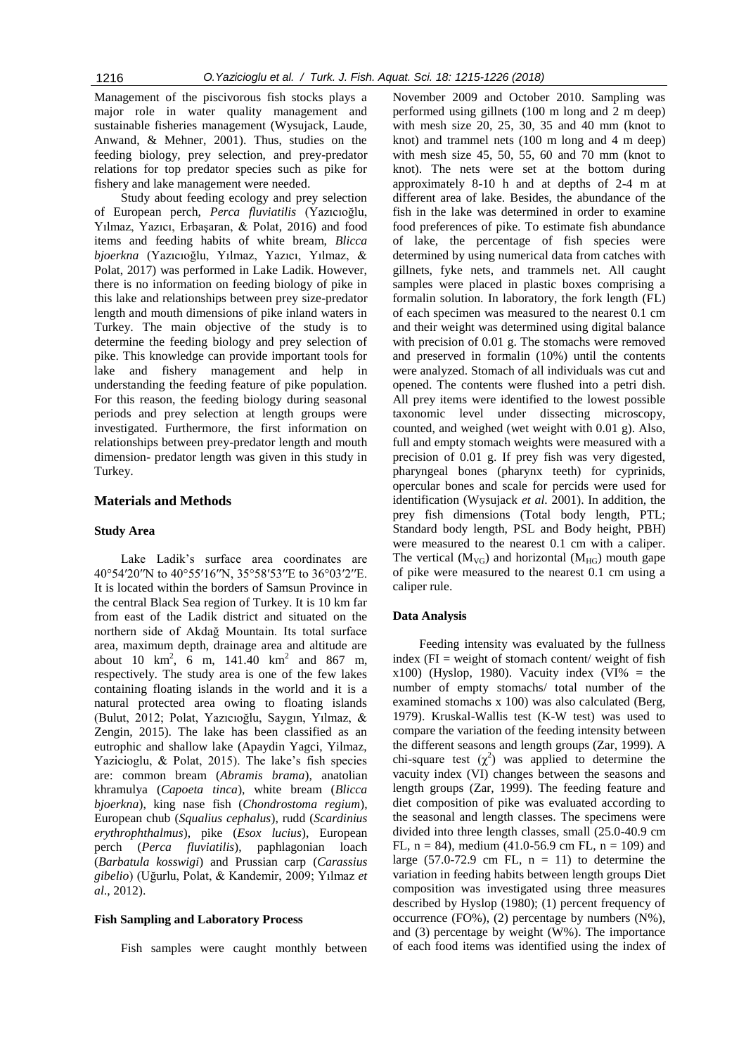Management of the piscivorous fish stocks plays a major role in water quality management and sustainable fisheries management (Wysujack, Laude, Anwand, & Mehner, 2001). Thus, studies on the feeding biology, prey selection, and prey-predator relations for top predator species such as pike for fishery and lake management were needed.

Study about feeding ecology and prey selection of European perch, *Perca fluviatilis* (Yazıcıoğlu, Yılmaz, Yazıcı, Erbaşaran, & Polat, 2016) and food items and feeding habits of white bream, *Blicca bjoerkna* (Yazıcıoğlu, Yılmaz, Yazıcı, Yılmaz, & Polat, 2017) was performed in Lake Ladik. However, there is no information on feeding biology of pike in this lake and relationships between prey size-predator length and mouth dimensions of pike inland waters in Turkey. The main objective of the study is to determine the feeding biology and prey selection of pike. This knowledge can provide important tools for lake and fishery management and help in understanding the feeding feature of pike population. For this reason, the feeding biology during seasonal periods and prey selection at length groups were investigated. Furthermore, the first information on relationships between prey-predator length and mouth dimension- predator length was given in this study in Turkey.

## Materials and Methods

### Study Area

Lake Ladik's surface area coordinates are 40°54′20″N to 40°55′16″N, 35°58′53″E to 36°03′2″E. It is located within the borders of Samsun Province in the central Black Sea region of Turkey. It is 10 km far from east of the Ladik district and situated on the northern side of Akdağ Mountain. Its total surface area, maximum depth, drainage area and altitude are about 10 km$^2$, 6 m, 141.40 km$^2$ and 867 m, respectively. The study area is one of the few lakes containing floating islands in the world and it is a natural protected area owing to floating islands (Bulut, 2012; Polat, Yazıcıoğlu, Saygın, Yılmaz, & Zengin, 2015). The lake has been classified as an eutrophic and shallow lake (Apaydin Yagci, Yilmaz, Yazicioglu, & Polat, 2015). The lake's fish species are: common bream (*Abramis brama*), anatolian khramulya (*Capoeta tinca*), white bream (*Blicca bjoerkna*), king nase fish (*Chondrostoma regium*), European chub (*Squalius cephalus*), rudd (*Scardinius erythrophthalmus*), pike (*Esox lucius*), European perch (*Perca fluviatilis*), paphlagonian loach (*Barbatula kosswigi*) and Prussian carp (*Carassius gibelio*) (Uğurlu, Polat, & Kandemir, 2009; Yılmaz *et al*., 2012).

### Fish Sampling and Laboratory Process

Fish samples were caught monthly between November 2009 and October 2010. Sampling was performed using gillnets (100 m long and 2 m deep) with mesh size 20, 25, 30, 35 and 40 mm (knot to knot) and trammel nets (100 m long and 4 m deep) with mesh size 45, 50, 55, 60 and 70 mm (knot to knot). The nets were set at the bottom during approximately 8-10 h and at depths of 2-4 m at different area of lake. Besides, the abundance of the fish in the lake was determined in order to examine food preferences of pike. To estimate fish abundance of lake, the percentage of fish species were determined by using numerical data from catches with gillnets, fyke nets, and trammels net. All caught samples were placed in plastic boxes comprising a formalin solution. In laboratory, the fork length (FL) of each specimen was measured to the nearest 0.1 cm and their weight was determined using digital balance with precision of 0.01 g. The stomachs were removed and preserved in formalin (10%) until the contents were analyzed. Stomach of all individuals was cut and opened. The contents were flushed into a petri dish. All prey items were identified to the lowest possible taxonomic level under dissecting microscopy, counted, and weighed (wet weight with 0.01 g). Also, full and empty stomach weights were measured with a precision of 0.01 g. If prey fish was very digested, pharyngeal bones (pharynx teeth) for cyprinids, opercular bones and scale for percids were used for identification (Wysujack *et al.* 2001). In addition, the prey fish dimensions (Total body length, PTL; Standard body length, PSL and Body height, PBH) were measured to the nearest 0.1 cm with a caliper. The vertical ($M_{VG}$) and horizontal ($M_{HG}$) mouth gape of pike were measured to the nearest 0.1 cm using a caliper rule.

### Data Analysis

Feeding intensity was evaluated by the fullness index (FI = weight of stomach content/ weight of fish x100) (Hyslop, 1980). Vacuity index (VI% = the number of empty stomachs/ total number of the examined stomachs x 100) was also calculated (Berg, 1979). Kruskal-Wallis test (K-W test) was used to compare the variation of the feeding intensity between the different seasons and length groups (Zar, 1999). A chi-square test ($\chi^2$) was applied to determine the vacuity index (VI) changes between the seasons and length groups (Zar, 1999). The feeding feature and diet composition of pike was evaluated according to the seasonal and length classes. The specimens were divided into three length classes, small (25.0-40.9 cm FL, n = 84), medium (41.0-56.9 cm FL, n = 109) and large (57.0-72.9 cm FL, n = 11) to determine the variation in feeding habits between length groups Diet composition was investigated using three measures described by Hyslop (1980); (1) percent frequency of occurrence (FO%), (2) percentage by numbers (N%), and (3) percentage by weight (W%). The importance of each food items was identified using the index of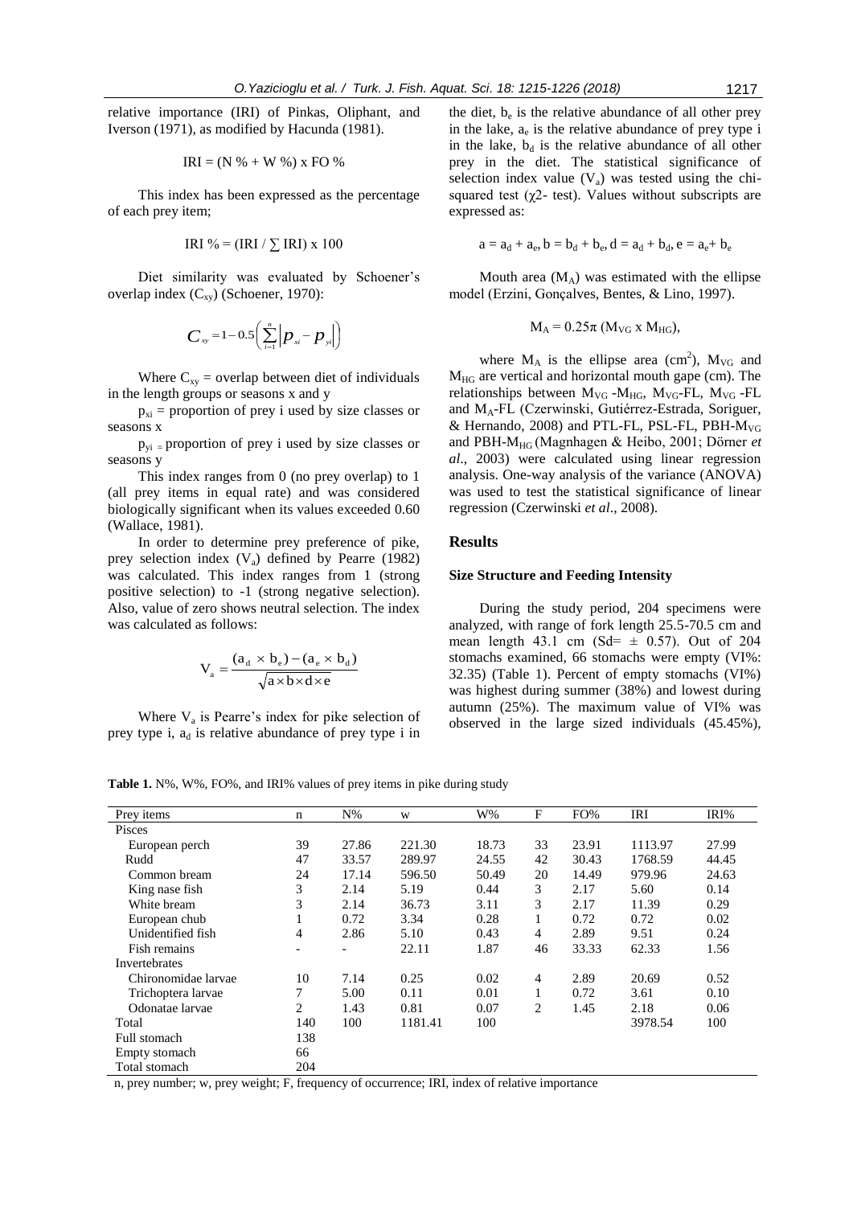relative importance (IRI) of Pinkas, Oliphant, and Iverson (1971), as modified by Hacunda (1981).

$$\text{IRI} = (\text{N }\% + \text{W }\%) \times \text{FO }\%$$

This index has been expressed as the percentage of each prey item;

$$\text{IRI }\% = (\text{IRI} / \textstyle\sum \text{IRI}) \times 100$$

Diet similarity was evaluated by Schoener's overlap index ($C_{xy}$) (Schoener, 1970):

$$C_{xy} = 1 - 0.5\left(\sum_{i=1}^{n}\left|p_{xi} - p_{yi}\right|\right)$$

Where $C_{xy}$ = overlap between diet of individuals in the length groups or seasons x and y

$p_{xi}$ = proportion of prey i used by size classes or seasons x

$p_{yi}$ = proportion of prey i used by size classes or seasons y

This index ranges from 0 (no prey overlap) to 1 (all prey items in equal rate) and was considered biologically significant when its values exceeded 0.60 (Wallace, 1981).

In order to determine prey preference of pike, prey selection index ($V_a$) defined by Pearre (1982) was calculated. This index ranges from 1 (strong positive selection) to -1 (strong negative selection). Also, value of zero shows neutral selection. The index was calculated as follows:

$$V_a = \frac{(a_d \times b_e) - (a_e \times b_d)}{\sqrt{a \times b \times d \times e}}$$

Where $V_a$ is Pearre's index for pike selection of prey type i, $a_d$ is relative abundance of prey type i in the diet, $b_e$ is the relative abundance of all other prey in the lake, $a_e$ is the relative abundance of prey type i in the lake, $b_d$ is the relative abundance of all other prey in the diet. The statistical significance of selection index value ($V_a$) was tested using the chi-squared test ($\chi^2$- test). Values without subscripts are expressed as:

$$a = a_d + a_e,\ b = b_d + b_e,\ d = a_d + b_d,\ e = a_e + b_e$$

Mouth area ($M_A$) was estimated with the ellipse model (Erzini, Gonçalves, Bentes, & Lino, 1997).

$$M_A = 0.25\pi\ (M_{VG} \times M_{HG}),$$

where $M_A$ is the ellipse area ($cm^2$), $M_{VG}$ and $M_{HG}$ are vertical and horizontal mouth gape (cm). The relationships between $M_{VG}$ -$M_{HG}$, $M_{VG}$-FL, $M_{VG}$ -FL and $M_A$-FL (Czerwinski, Gutiérrez-Estrada, Soriguer, & Hernando, 2008) and PTL-FL, PSL-FL, PBH-$M_{VG}$ and PBH-$M_{HG}$ (Magnhagen & Heibo, 2001; Dörner *et al*., 2003) were calculated using linear regression analysis. One-way analysis of the variance (ANOVA) was used to test the statistical significance of linear regression (Czerwinski *et al*., 2008).

## Results

### Size Structure and Feeding Intensity

During the study period, 204 specimens were analyzed, with range of fork length 25.5-70.5 cm and mean length 43.1 cm (Sd= ± 0.57). Out of 204 stomachs examined, 66 stomachs were empty (VI%: 32.35) (Table 1). Percent of empty stomachs (VI%) was highest during summer (38%) and lowest during autumn (25%). The maximum value of VI% was observed in the large sized individuals (45.45%),

**Table 1.** N%, W%, FO%, and IRI% values of prey items in pike during study

| Prey items | n | N% | w | W% | F | FO% | IRI | IRI% |
|---|---|---|---|---|---|---|---|---|
| Pisces | | | | | | | | |
| European perch | 39 | 27.86 | 221.30 | 18.73 | 33 | 23.91 | 1113.97 | 27.99 |
| Rudd | 47 | 33.57 | 289.97 | 24.55 | 42 | 30.43 | 1768.59 | 44.45 |
| Common bream | 24 | 17.14 | 596.50 | 50.49 | 20 | 14.49 | 979.96 | 24.63 |
| King nase fish | 3 | 2.14 | 5.19 | 0.44 | 3 | 2.17 | 5.60 | 0.14 |
| White bream | 3 | 2.14 | 36.73 | 3.11 | 3 | 2.17 | 11.39 | 0.29 |
| European chub | 1 | 0.72 | 3.34 | 0.28 | 1 | 0.72 | 0.72 | 0.02 |
| Unidentified fish | 4 | 2.86 | 5.10 | 0.43 | 4 | 2.89 | 9.51 | 0.24 |
| Fish remains | - | - | 22.11 | 1.87 | 46 | 33.33 | 62.33 | 1.56 |
| Invertebrates | | | | | | | | |
| Chironomidae larvae | 10 | 7.14 | 0.25 | 0.02 | 4 | 2.89 | 20.69 | 0.52 |
| Trichoptera larvae | 7 | 5.00 | 0.11 | 0.01 | 1 | 0.72 | 3.61 | 0.10 |
| Odonatae larvae | 2 | 1.43 | 0.81 | 0.07 | 2 | 1.45 | 2.18 | 0.06 |
| Total | 140 | 100 | 1181.41 | 100 | | | 3978.54 | 100 |
| Full stomach | 138 | | | | | | | |
| Empty stomach | 66 | | | | | | | |
| Total stomach | 204 | | | | | | | |

n, prey number; w, prey weight; F, frequency of occurrence; IRI, index of relative importance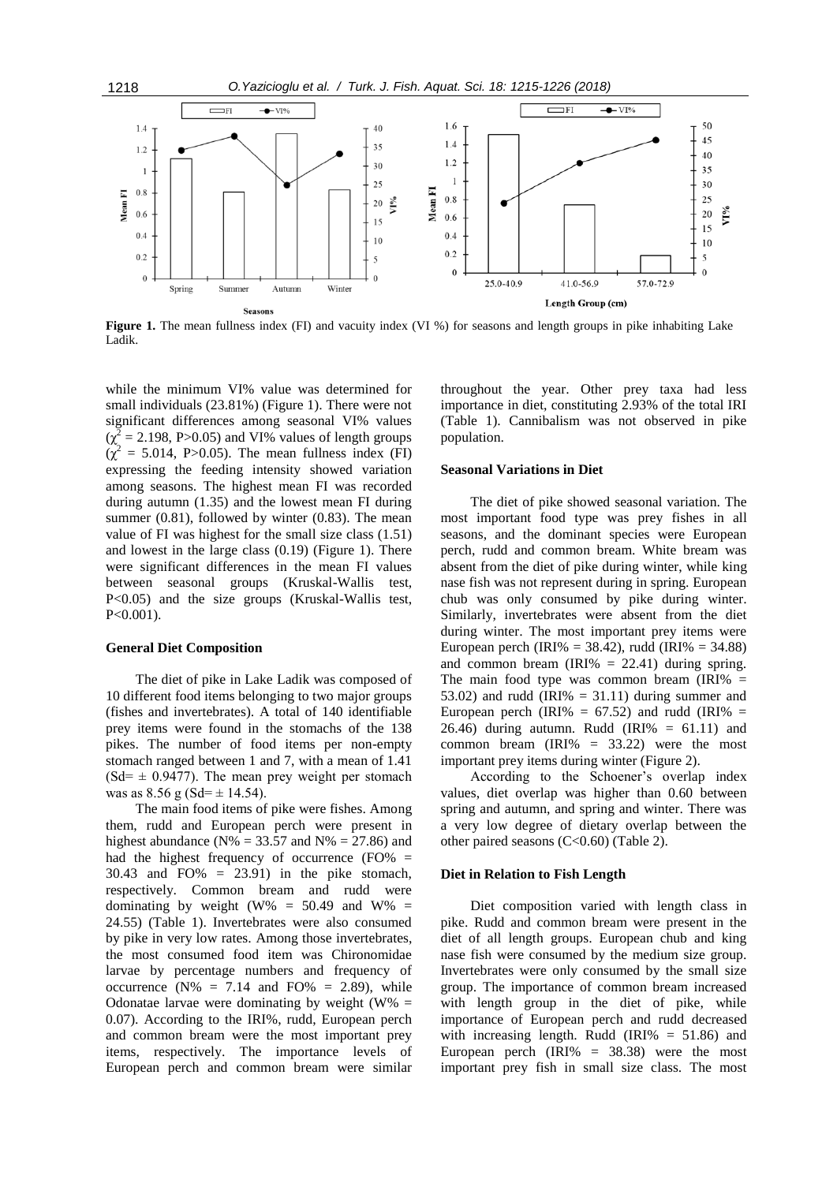**Figure 1.** The mean fullness index (FI) and vacuity index (VI %) for seasons and length groups in pike inhabiting Lake Ladik.

while the minimum VI% value was determined for small individuals (23.81%) (Figure 1). There were not significant differences among seasonal VI% values ($\chi^2 = 2.198$, $P>0.05$) and VI% values of length groups ($\chi^2 = 5.014$, $P>0.05$). The mean fullness index (FI) expressing the feeding intensity showed variation among seasons. The highest mean FI was recorded during autumn (1.35) and the lowest mean FI during summer (0.81), followed by winter (0.83). The mean value of FI was highest for the small size class (1.51) and lowest in the large class (0.19) (Figure 1). There were significant differences in the mean FI values between seasonal groups (Kruskal-Wallis test, $P<0.05$) and the size groups (Kruskal-Wallis test, $P<0.001$).

### General Diet Composition

The diet of pike in Lake Ladik was composed of 10 different food items belonging to two major groups (fishes and invertebrates). A total of 140 identifiable prey items were found in the stomachs of the 138 pikes. The number of food items per non-empty stomach ranged between 1 and 7, with a mean of 1.41 (Sd= ± 0.9477). The mean prey weight per stomach was as 8.56 g (Sd= ± 14.54).

The main food items of pike were fishes. Among them, rudd and European perch were present in highest abundance (N% = 33.57 and N% = 27.86) and had the highest frequency of occurrence (FO% = 30.43 and FO% = 23.91) in the pike stomach, respectively. Common bream and rudd were dominating by weight (W% = 50.49 and W% = 24.55) (Table 1). Invertebrates were also consumed by pike in very low rates. Among those invertebrates, the most consumed food item was Chironomidae larvae by percentage numbers and frequency of occurrence (N% = 7.14 and FO% = 2.89), while Odonatae larvae were dominating by weight (W% = 0.07). According to the IRI%, rudd, European perch and common bream were the most important prey items, respectively. The importance levels of European perch and common bream were similar throughout the year. Other prey taxa had less importance in diet, constituting 2.93% of the total IRI (Table 1). Cannibalism was not observed in pike population.

### Seasonal Variations in Diet

The diet of pike showed seasonal variation. The most important food type was prey fishes in all seasons, and the dominant species were European perch, rudd and common bream. White bream was absent from the diet of pike during winter, while king nase fish was not represent during in spring. European chub was only consumed by pike during winter. Similarly, invertebrates were absent from the diet during winter. The most important prey items were European perch (IRI% = 38.42), rudd (IRI% = 34.88) and common bream (IRI% = 22.41) during spring. The main food type was common bream (IRI% = 53.02) and rudd (IRI% = 31.11) during summer and European perch (IRI% = 67.52) and rudd (IRI% = 26.46) during autumn. Rudd (IRI% = 61.11) and common bream (IRI% = 33.22) were the most important prey items during winter (Figure 2).

According to the Schoener's overlap index values, diet overlap was higher than 0.60 between spring and autumn, and spring and winter. There was a very low degree of dietary overlap between the other paired seasons (C<0.60) (Table 2).

### Diet in Relation to Fish Length

Diet composition varied with length class in pike. Rudd and common bream were present in the diet of all length groups. European chub and king nase fish were consumed by the medium size group. Invertebrates were only consumed by the small size group. The importance of common bream increased with length group in the diet of pike, while importance of European perch and rudd decreased with increasing length. Rudd (IRI% = 51.86) and European perch (IRI% = 38.38) were the most important prey fish in small size class. The most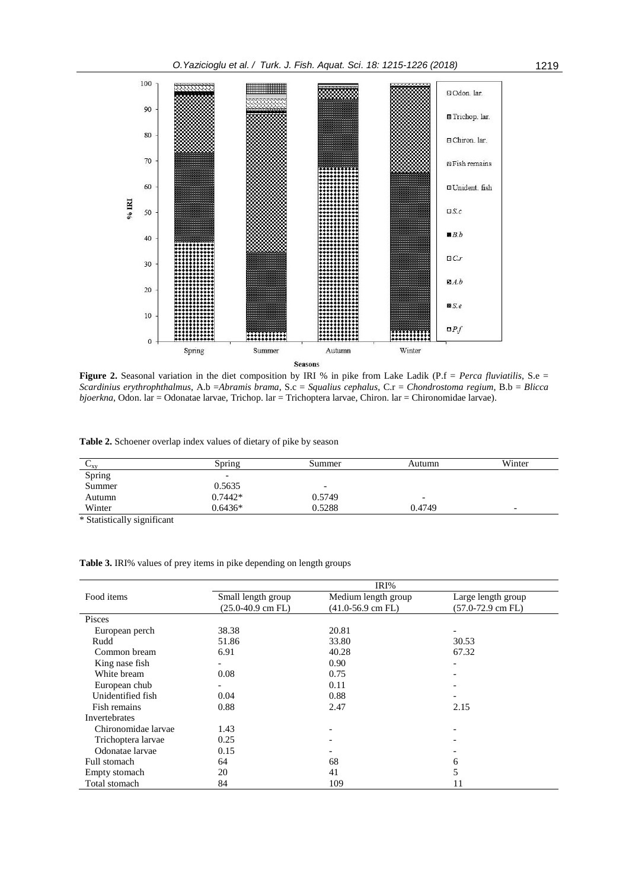**Figure 2.** Seasonal variation in the diet composition by IRI % in pike from Lake Ladik (P.f = *Perca fluviatilis*, S.e = *Scardinius erythrophthalmus*, A.b =*Abramis brama*, S.c = *Squalius cephalus*, C.r = *Chondrostoma regium*, B.b = *Blicca bjoerkna*, Odon. lar = Odonatae larvae, Trichop. lar = Trichoptera larvae, Chiron. lar = Chironomidae larvae).

**Table 2.** Schoener overlap index values of dietary of pike by season

| $C_{xy}$ | Spring | Summer | Autumn | Winter |
|---|---|---|---|---|
| Spring | - | | | |
| Summer | 0.5635 | - | | |
| Autumn | 0.7442* | 0.5749 | - | |
| Winter | 0.6436* | 0.5288 | 0.4749 | - |

\* Statistically significant

**Table 3.** IRI% values of prey items in pike depending on length groups

| Food items | IRI% | | |
|---|---|---|---|
| | Small length group (25.0-40.9 cm FL) | Medium length group (41.0-56.9 cm FL) | Large length group (57.0-72.9 cm FL) |
| Pisces | | | |
| European perch | 38.38 | 20.81 | - |
| Rudd | 51.86 | 33.80 | 30.53 |
| Common bream | 6.91 | 40.28 | 67.32 |
| King nase fish | - | 0.90 | - |
| White bream | 0.08 | 0.75 | - |
| European chub | - | 0.11 | - |
| Unidentified fish | 0.04 | 0.88 | - |
| Fish remains | 0.88 | 2.47 | 2.15 |
| Invertebrates | | | |
| Chironomidae larvae | 1.43 | - | - |
| Trichoptera larvae | 0.25 | - | - |
| Odonatae larvae | 0.15 | - | - |
| Full stomach | 64 | 68 | 6 |
| Empty stomach | 20 | 41 | 5 |
| Total stomach | 84 | 109 | 11 |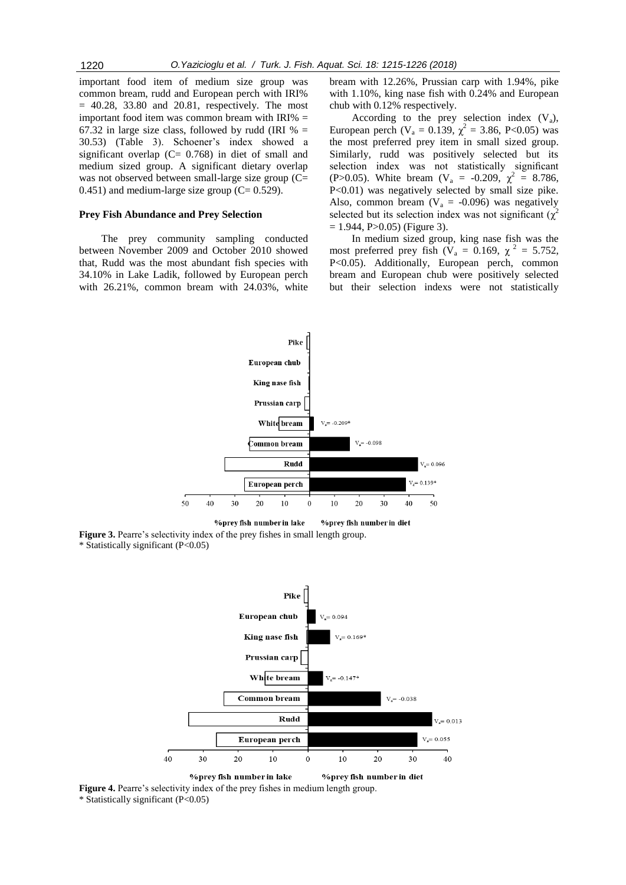important food item of medium size group was common bream, rudd and European perch with IRI% = 40.28, 33.80 and 20.81, respectively. The most important food item was common bream with IRI% = 67.32 in large size class, followed by rudd (IRI % = 30.53) (Table 3). Schoener's index showed a significant overlap (C= 0.768) in diet of small and medium sized group. A significant dietary overlap was not observed between small-large size group (C= 0.451) and medium-large size group (C= 0.529).

## Prey Fish Abundance and Prey Selection

The prey community sampling conducted between November 2009 and October 2010 showed that, Rudd was the most abundant fish species with 34.10% in Lake Ladik, followed by European perch with 26.21%, common bream with 24.03%, white bream with 12.26%, Prussian carp with 1.94%, pike with 1.10%, king nase fish with 0.24% and European chub with 0.12% respectively.

According to the prey selection index ($V_a$), European perch ($V_a$ = 0.139, $\chi^2$ = 3.86, P<0.05) was the most preferred prey item in small sized group. Similarly, rudd was positively selected but its selection index was not statistically significant (P>0.05). White bream ($V_a$ = -0.209, $\chi^2$ = 8.786, P<0.01) was negatively selected by small size pike. Also, common bream ($V_a$ = -0.096) was negatively selected but its selection index was not significant ($\chi^2$ = 1.944, P>0.05) (Figure 3).

In medium sized group, king nase fish was the most preferred prey fish ($V_a$ = 0.169, $\chi^2$ = 5.752, P<0.05). Additionally, European perch, common bream and European chub were positively selected but their selection indexs were not statistically

**Figure 3.** Pearre's selectivity index of the prey fishes in small length group.
\* Statistically significant (P<0.05)

**Figure 4.** Pearre's selectivity index of the prey fishes in medium length group.
\* Statistically significant (P<0.05)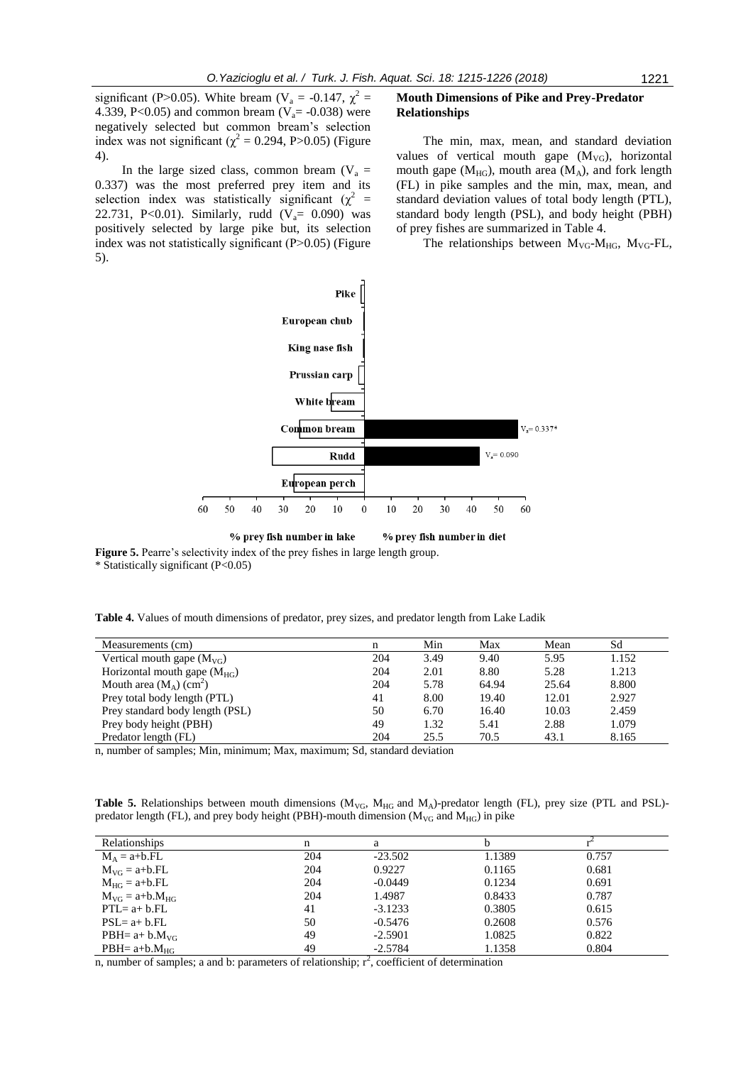significant (P>0.05). White bream ($V_a$ = -0.147, $\chi^2$ = 4.339, P<0.05) and common bream ($V_a$= -0.038) were negatively selected but common bream's selection index was not significant ($\chi^2$ = 0.294, P>0.05) (Figure 4).

In the large sized class, common bream ($V_a$ = 0.337) was the most preferred prey item and its selection index was statistically significant ($\chi^2$ = 22.731, P<0.01). Similarly, rudd ($V_a$= 0.090) was positively selected by large pike but, its selection index was not statistically significant (P>0.05) (Figure 5).

**Figure 5.** Pearre's selectivity index of the prey fishes in large length group.
\* Statistically significant (P<0.05)

## Mouth Dimensions of Pike and Prey-Predator Relationships

The min, max, mean, and standard deviation values of vertical mouth gape ($M_{VG}$), horizontal mouth gape ($M_{HG}$), mouth area ($M_A$), and fork length (FL) in pike samples and the min, max, mean, and standard deviation values of total body length (PTL), standard body length (PSL), and body height (PBH) of prey fishes are summarized in Table 4.

The relationships between $M_{VG}$-$M_{HG}$, $M_{VG}$-FL,

**Table 4.** Values of mouth dimensions of predator, prey sizes, and predator length from Lake Ladik

| Measurements (cm) | n | Min | Max | Mean | Sd |
|---|---|---|---|---|---|
| Vertical mouth gape ($M_{VG}$) | 204 | 3.49 | 9.40 | 5.95 | 1.152 |
| Horizontal mouth gape ($M_{HG}$) | 204 | 2.01 | 8.80 | 5.28 | 1.213 |
| Mouth area ($M_A$) ($cm^2$) | 204 | 5.78 | 64.94 | 25.64 | 8.800 |
| Prey total body length (PTL) | 41 | 8.00 | 19.40 | 12.01 | 2.927 |
| Prey standard body length (PSL) | 50 | 6.70 | 16.40 | 10.03 | 2.459 |
| Prey body height (PBH) | 49 | 1.32 | 5.41 | 2.88 | 1.079 |
| Predator length (FL) | 204 | 25.5 | 70.5 | 43.1 | 8.165 |

n, number of samples; Min, minimum; Max, maximum; Sd, standard deviation

**Table 5.** Relationships between mouth dimensions ($M_{VG}$, $M_{HG}$ and $M_A$)-predator length (FL), prey size (PTL and PSL)-predator length (FL), and prey body height (PBH)-mouth dimension ($M_{VG}$ and $M_{HG}$) in pike

| Relationships | n | a | b | $r^2$ |
|---|---|---|---|---|
| $M_A$ = a+b.FL | 204 | -23.502 | 1.1389 | 0.757 |
| $M_{VG}$ = a+b.FL | 204 | 0.9227 | 0.1165 | 0.681 |
| $M_{HG}$ = a+b.FL | 204 | -0.0449 | 0.1234 | 0.691 |
| $M_{VG}$ = a+b.$M_{HG}$ | 204 | 1.4987 | 0.8433 | 0.787 |
| PTL= a+ b.FL | 41 | -3.1233 | 0.3805 | 0.615 |
| PSL= a+ b.FL | 50 | -0.5476 | 0.2608 | 0.576 |
| PBH= a+ b.$M_{VG}$ | 49 | -2.5901 | 1.0825 | 0.822 |
| PBH= a+b.$M_{HG}$ | 49 | -2.5784 | 1.1358 | 0.804 |

n, number of samples; a and b: parameters of relationship; $r^2$, coefficient of determination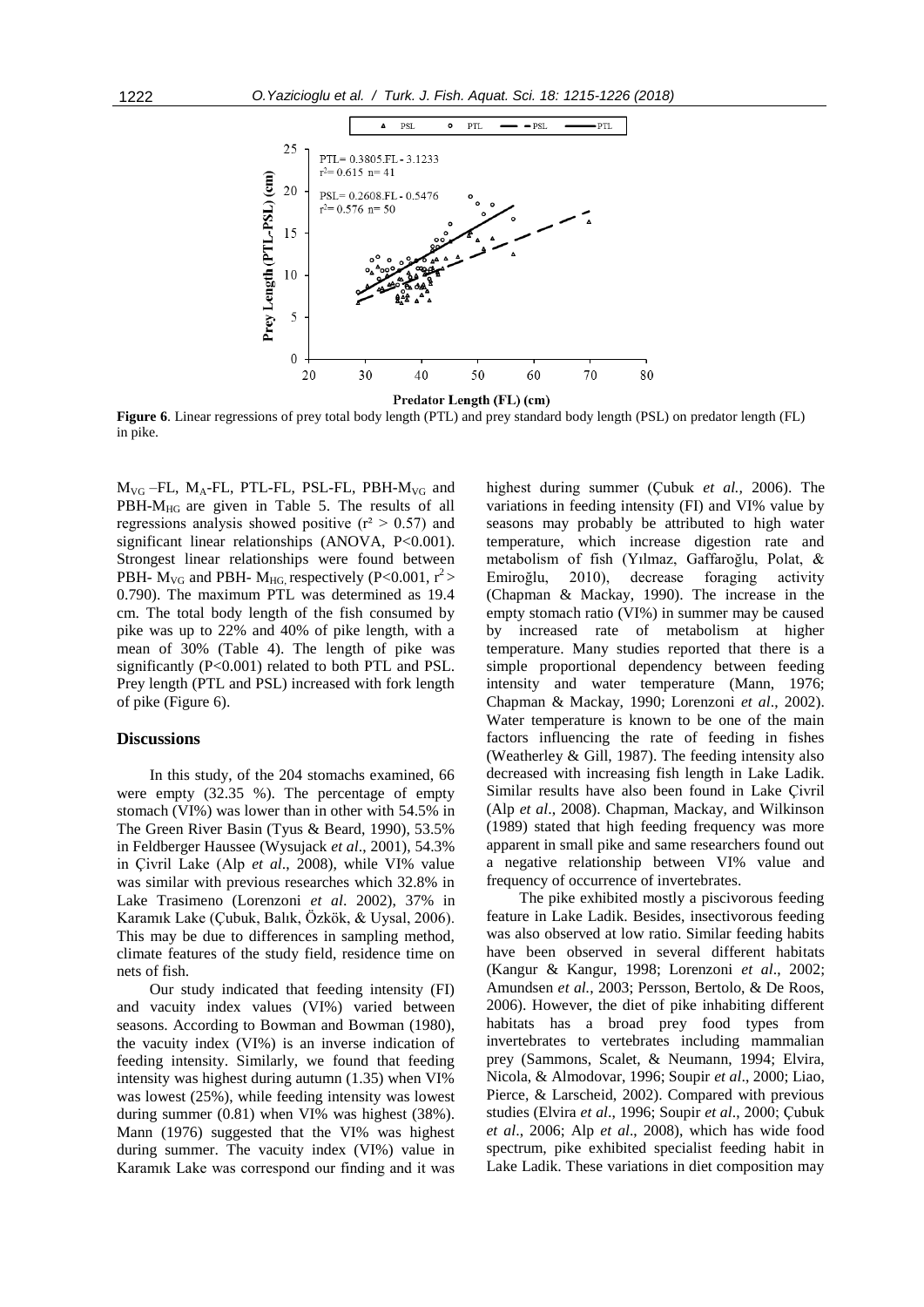**Figure 6**. Linear regressions of prey total body length (PTL) and prey standard body length (PSL) on predator length (FL) in pike.

$M_{VG}$ –FL, $M_A$-FL, PTL-FL, PSL-FL, PBH-$M_{VG}$ and PBH-$M_{HG}$ are given in Table 5. The results of all regressions analysis showed positive ($r^2 > 0.57$) and significant linear relationships (ANOVA, $P<0.001$). Strongest linear relationships were found between PBH- $M_{VG}$ and PBH- $M_{HG}$, respectively ($P<0.001$, $r^2 > 0.790$). The maximum PTL was determined as 19.4 cm. The total body length of the fish consumed by pike was up to 22% and 40% of pike length, with a mean of 30% (Table 4). The length of pike was significantly ($P<0.001$) related to both PTL and PSL. Prey length (PTL and PSL) increased with fork length of pike (Figure 6).

## Discussions

In this study, of the 204 stomachs examined, 66 were empty (32.35 %). The percentage of empty stomach (VI%) was lower than in other with 54.5% in The Green River Basin (Tyus & Beard, 1990), 53.5% in Feldberger Haussee (Wysujack *et al*., 2001), 54.3% in Çivril Lake (Alp *et al*., 2008), while VI% value was similar with previous researches which 32.8% in Lake Trasimeno (Lorenzoni *et al*. 2002), 37% in Karamık Lake (Çubuk, Balık, Özkök, & Uysal, 2006). This may be due to differences in sampling method, climate features of the study field, residence time on nets of fish.

Our study indicated that feeding intensity (FI) and vacuity index values (VI%) varied between seasons. According to Bowman and Bowman (1980), the vacuity index (VI%) is an inverse indication of feeding intensity. Similarly, we found that feeding intensity was highest during autumn (1.35) when VI% was lowest (25%), while feeding intensity was lowest during summer (0.81) when VI% was highest (38%). Mann (1976) suggested that the VI% was highest during summer. The vacuity index (VI%) value in Karamık Lake was correspond our finding and it was highest during summer (Çubuk *et al.,* 2006). The variations in feeding intensity (FI) and VI% value by seasons may probably be attributed to high water temperature, which increase digestion rate and metabolism of fish (Yılmaz, Gaffaroğlu, Polat, & Emiroğlu, 2010), decrease foraging activity (Chapman & Mackay, 1990). The increase in the empty stomach ratio (VI%) in summer may be caused by increased rate of metabolism at higher temperature. Many studies reported that there is a simple proportional dependency between feeding intensity and water temperature (Mann, 1976; Chapman & Mackay, 1990; Lorenzoni *et al*., 2002). Water temperature is known to be one of the main factors influencing the rate of feeding in fishes (Weatherley & Gill, 1987). The feeding intensity also decreased with increasing fish length in Lake Ladik. Similar results have also been found in Lake Çivril (Alp *et al*., 2008). Chapman, Mackay, and Wilkinson (1989) stated that high feeding frequency was more apparent in small pike and same researchers found out a negative relationship between VI% value and frequency of occurrence of invertebrates.

The pike exhibited mostly a piscivorous feeding feature in Lake Ladik. Besides, insectivorous feeding was also observed at low ratio. Similar feeding habits have been observed in several different habitats (Kangur & Kangur, 1998; Lorenzoni *et al*., 2002; Amundsen *et al.*, 2003; Persson, Bertolo, & De Roos, 2006). However, the diet of pike inhabiting different habitats has a broad prey food types from invertebrates to vertebrates including mammalian prey (Sammons, Scalet, & Neumann, 1994; Elvira, Nicola, & Almodovar, 1996; Soupir *et al*., 2000; Liao, Pierce, & Larscheid, 2002). Compared with previous studies (Elvira *et al*., 1996; Soupir *et al*., 2000; Çubuk *et al*., 2006; Alp *et al*., 2008), which has wide food spectrum, pike exhibited specialist feeding habit in Lake Ladik. These variations in diet composition may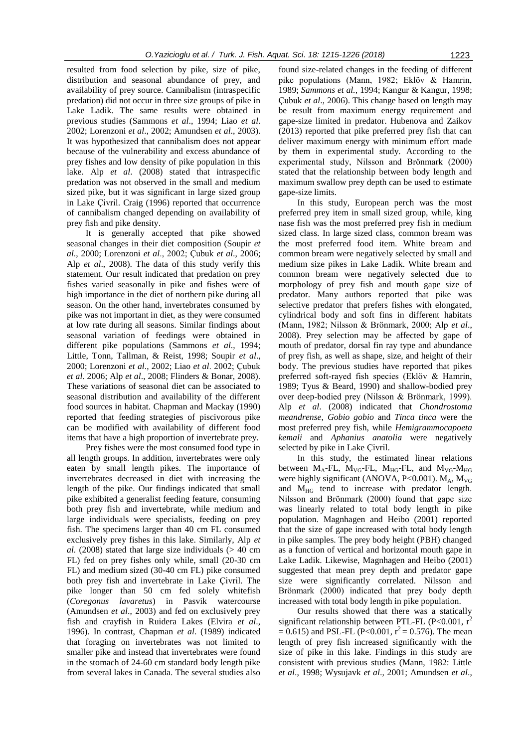resulted from food selection by pike, size of pike, distribution and seasonal abundance of prey, and availability of prey source. Cannibalism (intraspecific predation) did not occur in three size groups of pike in Lake Ladik. The same results were obtained in previous studies (Sammons *et al*., 1994; Liao *et al*. 2002; Lorenzoni *et al*., 2002; Amundsen *et al*., 2003). It was hypothesized that cannibalism does not appear because of the vulnerability and excess abundance of prey fishes and low density of pike population in this lake. Alp *et al*. (2008) stated that intraspecific predation was not observed in the small and medium sized pike, but it was significant in large sized group in Lake Çivril. Craig (1996) reported that occurrence of cannibalism changed depending on availability of prey fish and pike density.

It is generally accepted that pike showed seasonal changes in their diet composition (Soupir *et al*., 2000; Lorenzoni *et al*., 2002; Çubuk *et al*., 2006; Alp *et al*., 2008). The data of this study verify this statement. Our result indicated that predation on prey fishes varied seasonally in pike and fishes were of high importance in the diet of northern pike during all season. On the other hand, invertebrates consumed by pike was not important in diet, as they were consumed at low rate during all seasons. Similar findings about seasonal variation of feedings were obtained in different pike populations (Sammons *et al*., 1994; Little, Tonn, Tallman, & Reist, 1998; Soupir *et al*., 2000; Lorenzoni *et al*., 2002; Liao *et al*. 2002; Çubuk *et al*. 2006; Alp *et al*., 2008; Flinders & Bonar, 2008). These variations of seasonal diet can be associated to seasonal distribution and availability of the different food sources in habitat. Chapman and Mackay (1990) reported that feeding strategies of piscivorous pike can be modified with availability of different food items that have a high proportion of invertebrate prey.

Prey fishes were the most consumed food type in all length groups. In addition, invertebrates were only eaten by small length pikes. The importance of invertebrates decreased in diet with increasing the length of the pike. Our findings indicated that small pike exhibited a generalist feeding feature, consuming both prey fish and invertebrate, while medium and large individuals were specialists, feeding on prey fish. The specimens larger than 40 cm FL consumed exclusively prey fishes in this lake. Similarly, Alp *et al*. (2008) stated that large size individuals (> 40 cm FL) fed on prey fishes only while, small (20-30 cm FL) and medium sized (30-40 cm FL) pike consumed both prey fish and invertebrate in Lake Çivril. The pike longer than 50 cm fed solely whitefish (*Coregonus lavaretus*) in Pasvik watercourse (Amundsen *et al*., 2003) and fed on exclusively prey fish and crayfish in Ruidera Lakes (Elvira *et al*., 1996). In contrast, Chapman *et al*. (1989) indicated that foraging on invertebrates was not limited to smaller pike and instead that invertebrates were found in the stomach of 24-60 cm standard body length pike from several lakes in Canada. The several studies also found size-related changes in the feeding of different pike populations (Mann, 1982; Eklöv & Hamrin, 1989; *Sammons et al.,* 1994; Kangur & Kangur, 1998; Çubuk *et al*., 2006). This change based on length may be result from maximum energy requirement and gape-size limited in predator. Hubenova and Zaikov (2013) reported that pike preferred prey fish that can deliver maximum energy with minimum effort made by them in experimental study. According to the experimental study, Nilsson and Brönmark (2000) stated that the relationship between body length and maximum swallow prey depth can be used to estimate gape-size limits.

In this study, European perch was the most preferred prey item in small sized group, while, king nase fish was the most preferred prey fish in medium sized class. In large sized class, common bream was the most preferred food item. White bream and common bream were negatively selected by small and medium size pikes in Lake Ladik. White bream and common bream were negatively selected due to morphology of prey fish and mouth gape size of predator. Many authors reported that pike was selective predator that prefers fishes with elongated, cylindrical body and soft fins in different habitats (Mann, 1982; Nilsson & Brönmark, 2000; Alp *et al*., 2008). Prey selection may be affected by gape of mouth of predator, dorsal fin ray type and abundance of prey fish, as well as shape, size, and height of their body. The previous studies have reported that pikes preferred soft-rayed fish species (Eklöv & Hamrin, 1989; Tyus & Beard, 1990) and shallow-bodied prey over deep-bodied prey (Nilsson & Brönmark, 1999). Alp *et al*. (2008) indicated that *Chondrostoma meandrense*, *Gobio gobio* and *Tinca tinca* were the most preferred prey fish, while *Hemigrammocapoeta kemali* and *Aphanius anatolia* were negatively selected by pike in Lake Çivril.

In this study, the estimated linear relations between $M_A$-FL, $M_{VG}$-FL, $M_{HG}$-FL, and $M_{VG}$-$M_{HG}$ were highly significant (ANOVA, $P<0.001$). $M_A$, $M_{VG}$ and $M_{HG}$ tend to increase with predator length. Nilsson and Brönmark (2000) found that gape size was linearly related to total body length in pike population. Magnhagen and Heibo (2001) reported that the size of gape increased with total body length in pike samples. The prey body height (PBH) changed as a function of vertical and horizontal mouth gape in Lake Ladik. Likewise, Magnhagen and Heibo (2001) suggested that mean prey depth and predator gape size were significantly correlated. Nilsson and Brönmark (2000) indicated that prey body depth increased with total body length in pike population.

Our results showed that there was a statically significant relationship between PTL-FL ($P<0.001$, $r^2 = 0.615$) and PSL-FL ($P<0.001$, $r^2 = 0.576$). The mean length of prey fish increased significantly with the size of pike in this lake. Findings in this study are consistent with previous studies (Mann, 1982: Little *et al*., 1998; Wysujavk *et al*., 2001; Amundsen *et al*.,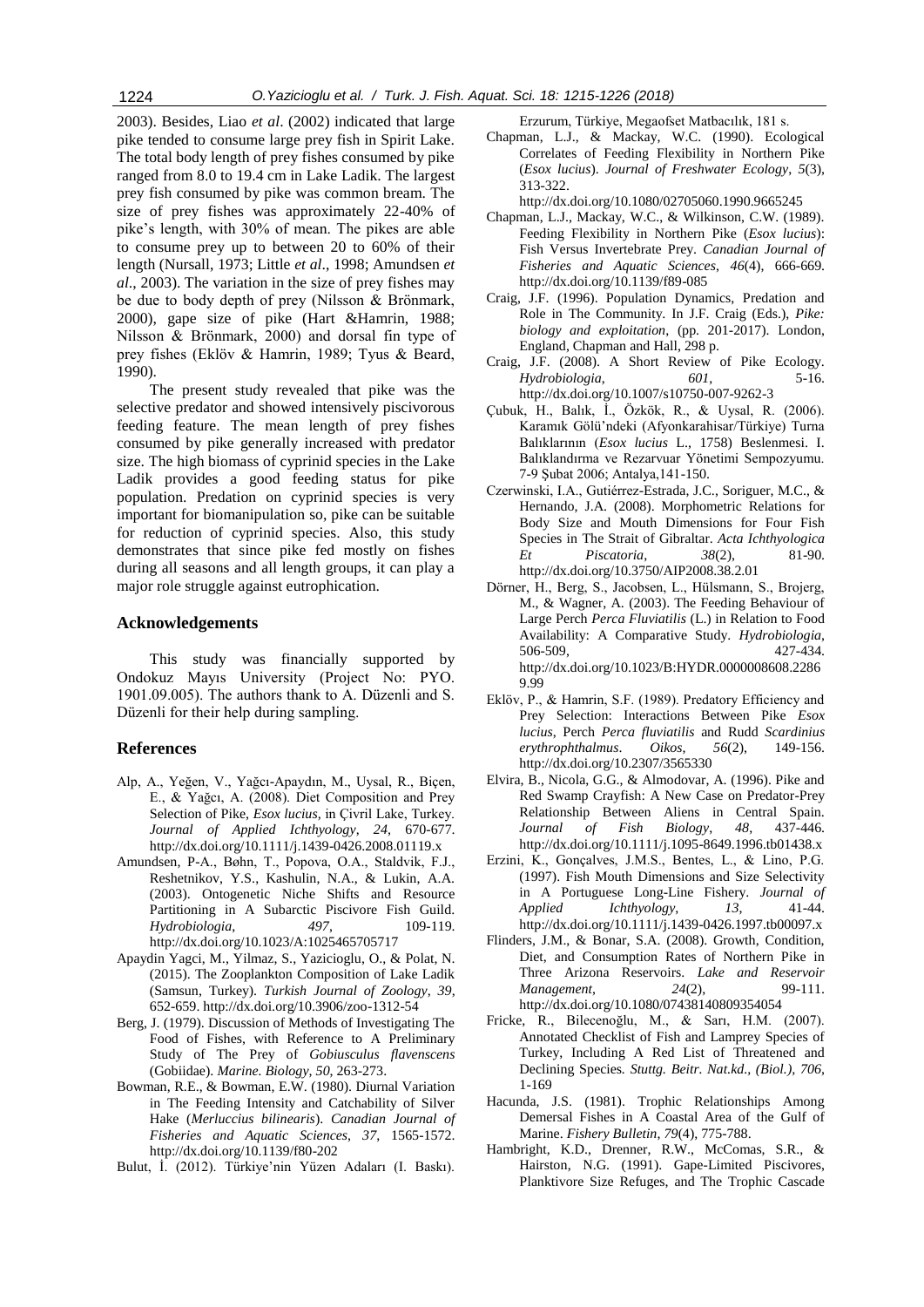2003). Besides, Liao *et al*. (2002) indicated that large pike tended to consume large prey fish in Spirit Lake. The total body length of prey fishes consumed by pike ranged from 8.0 to 19.4 cm in Lake Ladik. The largest prey fish consumed by pike was common bream. The size of prey fishes was approximately 22-40% of pike's length, with 30% of mean. The pikes are able to consume prey up to between 20 to 60% of their length (Nursall, 1973; Little *et al*., 1998; Amundsen *et al*., 2003). The variation in the size of prey fishes may be due to body depth of prey (Nilsson & Brönmark, 2000), gape size of pike (Hart &Hamrin, 1988; Nilsson & Brönmark, 2000) and dorsal fin type of prey fishes (Eklöv & Hamrin, 1989; Tyus & Beard, 1990).

The present study revealed that pike was the selective predator and showed intensively piscivorous feeding feature. The mean length of prey fishes consumed by pike generally increased with predator size. The high biomass of cyprinid species in the Lake Ladik provides a good feeding status for pike population. Predation on cyprinid species is very important for biomanipulation so, pike can be suitable for reduction of cyprinid species. Also, this study demonstrates that since pike fed mostly on fishes during all seasons and all length groups, it can play a major role struggle against eutrophication.

## Acknowledgements

This study was financially supported by Ondokuz Mayıs University (Project No: PYO. 1901.09.005). The authors thank to A. Düzenli and S. Düzenli for their help during sampling.

## References

Alp, A., Yeğen, V., Yağcı-Apaydın, M., Uysal, R., Biçen, E., & Yağcı, A. (2008). Diet Composition and Prey Selection of Pike, *Esox lucius*, in Çivril Lake, Turkey. *Journal of Applied Ichthyology*, *24*, 670-677. http://dx.doi.org/10.1111/j.1439-0426.2008.01119.x

Amundsen, P-A., Bøhn, T., Popova, O.A., Staldvik, F.J., Reshetnikov, Y.S., Kashulin, N.A., & Lukin, A.A. (2003). Ontogenetic Niche Shifts and Resource Partitioning in A Subarctic Piscivore Fish Guild. *Hydrobiologia*, *497*, 109-119. http://dx.doi.org/10.1023/A:1025465705717

Apaydin Yagci, M., Yilmaz, S., Yazicioglu, O., & Polat, N. (2015). The Zooplankton Composition of Lake Ladik (Samsun, Turkey). *Turkish Journal of Zoology*, *39*, 652-659. http://dx.doi.org/10.3906/zoo-1312-54

Berg, J. (1979). Discussion of Methods of Investigating The Food of Fishes, with Reference to A Preliminary Study of The Prey of *Gobiusculus flavenscens* (Gobiidae). *Marine. Biology*, *50*, 263-273.

Bowman, R.E., & Bowman, E.W. (1980). Diurnal Variation in The Feeding Intensity and Catchability of Silver Hake (*Merluccius bilinearis*). *Canadian Journal of Fisheries and Aquatic Sciences*, *37*, 1565-1572. http://dx.doi.org/10.1139/f80-202

Bulut, İ. (2012). Türkiye'nin Yüzen Adaları (I. Baskı). Erzurum, Türkiye, Megaofset Matbacılık, 181 s.

Chapman, L.J., & Mackay, W.C. (1990). Ecological Correlates of Feeding Flexibility in Northern Pike (*Esox lucius*). *Journal of Freshwater Ecology*, *5*(3), 313-322. http://dx.doi.org/10.1080/02705060.1990.9665245

Chapman, L.J., Mackay, W.C., & Wilkinson, C.W. (1989). Feeding Flexibility in Northern Pike (*Esox lucius*): Fish Versus Invertebrate Prey. *Canadian Journal of Fisheries and Aquatic Sciences*, *46*(4), 666-669. http://dx.doi.org/10.1139/f89-085

Craig, J.F. (1996). Population Dynamics, Predation and Role in The Community. In J.F. Craig (Eds.), *Pike: biology and exploitation*, (pp. 201-2017). London, England, Chapman and Hall, 298 p.

Craig, J.F. (2008). A Short Review of Pike Ecology. *Hydrobiologia*, *601*, 5-16. http://dx.doi.org/10.1007/s10750-007-9262-3

Çubuk, H., Balık, İ., Özkök, R., & Uysal, R. (2006). Karamık Gölü'ndeki (Afyonkarahisar/Türkiye) Turna Balıklarının (*Esox lucius* L., 1758) Beslenmesi. I. Balıklandırma ve Rezarvuar Yönetimi Sempozyumu. 7-9 Şubat 2006; Antalya,141-150.

Czerwinski, I.A., Gutiérrez-Estrada, J.C., Soriguer, M.C., & Hernando, J.A. (2008). Morphometric Relations for Body Size and Mouth Dimensions for Four Fish Species in The Strait of Gibraltar. *Acta Ichthyologica Et Piscatoria*, *38*(2), 81-90. http://dx.doi.org/10.3750/AIP2008.38.2.01

Dörner, H., Berg, S., Jacobsen, L., Hülsmann, S., Brojerg, M., & Wagner, A. (2003). The Feeding Behaviour of Large Perch *Perca Fluviatilis* (L.) in Relation to Food Availability: A Comparative Study. *Hydrobiologia*, 506-509, 427-434. http://dx.doi.org/10.1023/B:HYDR.0000008608.22869.99

Eklöv, P., & Hamrin, S.F. (1989). Predatory Efficiency and Prey Selection: Interactions Between Pike *Esox lucius*, Perch *Perca fluviatilis* and Rudd *Scardinius erythrophthalmus*. *Oikos*, *56*(2), 149-156. http://dx.doi.org/10.2307/3565330

Elvira, B., Nicola, G.G., & Almodovar, A. (1996). Pike and Red Swamp Crayfish: A New Case on Predator-Prey Relationship Between Aliens in Central Spain. *Journal of Fish Biology*, *48*, 437-446. http://dx.doi.org/10.1111/j.1095-8649.1996.tb01438.x

Erzini, K., Gonçalves, J.M.S., Bentes, L., & Lino, P.G. (1997). Fish Mouth Dimensions and Size Selectivity in A Portuguese Long-Line Fishery. *Journal of Applied Ichthyology*, *13*, 41-44. http://dx.doi.org/10.1111/j.1439-0426.1997.tb00097.x

Flinders, J.M., & Bonar, S.A. (2008). Growth, Condition, Diet, and Consumption Rates of Northern Pike in Three Arizona Reservoirs. *Lake and Reservoir Management*, *24*(2), 99-111. http://dx.doi.org/10.1080/07438140809354054

Fricke, R., Bilecenoğlu, M., & Sarı, H.M. (2007). Annotated Checklist of Fish and Lamprey Species of Turkey, Including A Red List of Threatened and Declining Species. *Stuttg. Beitr. Nat.kd., (Biol.)*, *706*, 1-169

Hacunda, J.S. (1981). Trophic Relationships Among Demersal Fishes in A Coastal Area of the Gulf of Marine. *Fishery Bulletin*, *79*(4), 775-788.

Hambright, K.D., Drenner, R.W., McComas, S.R., & Hairston, N.G. (1991). Gape-Limited Piscivores, Planktivore Size Refuges, and The Trophic Cascade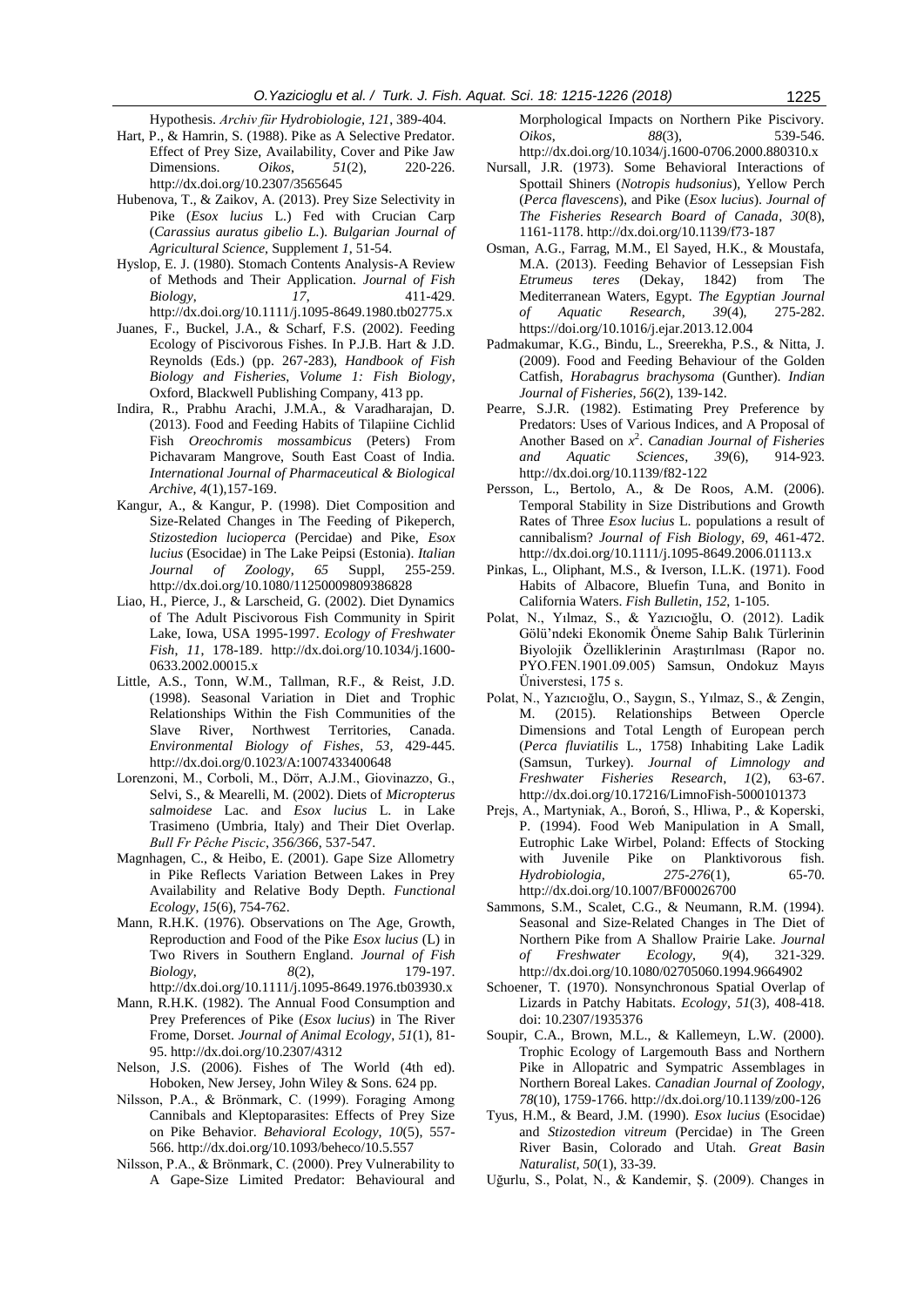Hypothesis. *Archiv für Hydrobiologie*, *121*, 389-404.

Hart, P., & Hamrin, S. (1988). Pike as A Selective Predator. Effect of Prey Size, Availability, Cover and Pike Jaw Dimensions. *Oikos*, *51*(2), 220-226. http://dx.doi.org/10.2307/3565645

Hubenova, T., & Zaikov, A. (2013). Prey Size Selectivity in Pike (*Esox lucius* L.) Fed with Crucian Carp (*Carassius auratus gibelio L.*). *Bulgarian Journal of Agricultural Science*, Supplement *1*, 51-54.

Hyslop, E. J. (1980). Stomach Contents Analysis-A Review of Methods and Their Application. *Journal of Fish Biology*, *17*, 411-429. http://dx.doi.org/10.1111/j.1095-8649.1980.tb02775.x

Juanes, F., Buckel, J.A., & Scharf, F.S. (2002). Feeding Ecology of Piscivorous Fishes. In P.J.B. Hart & J.D. Reynolds (Eds.) (pp. 267-283), *Handbook of Fish Biology and Fisheries, Volume 1: Fish Biology*, Oxford, Blackwell Publishing Company, 413 pp.

Indira, R., Prabhu Arachi, J.M.A., & Varadharajan, D. (2013). Food and Feeding Habits of Tilapiine Cichlid Fish *Oreochromis mossambicus* (Peters) From Pichavaram Mangrove, South East Coast of India. *International Journal of Pharmaceutical & Biological Archive*, *4*(1),157-169.

Kangur, A., & Kangur, P. (1998). Diet Composition and Size-Related Changes in The Feeding of Pikeperch, *Stizostedion lucioperca* (Percidae) and Pike, *Esox lucius* (Esocidae) in The Lake Peipsi (Estonia). *Italian Journal of Zoology*, *65* Suppl, 255-259. http://dx.doi.org/10.1080/11250009809386828

Liao, H., Pierce, J., & Larscheid, G. (2002). Diet Dynamics of The Adult Piscivorous Fish Community in Spirit Lake, Iowa, USA 1995-1997. *Ecology of Freshwater Fish*, *11*, 178-189. http://dx.doi.org/10.1034/j.1600-0633.2002.00015.x

Little, A.S., Tonn, W.M., Tallman, R.F., & Reist, J.D. (1998). Seasonal Variation in Diet and Trophic Relationships Within the Fish Communities of the Slave River, Northwest Territories, Canada. *Environmental Biology of Fishes*, *53*, 429-445. http://dx.doi.org/0.1023/A:1007433400648

Lorenzoni, M., Corboli, M., Dörr, A.J.M., Giovinazzo, G., Selvi, S., & Mearelli, M. (2002). Diets of *Micropterus salmoidese* Lac. and *Esox lucius* L. in Lake Trasimeno (Umbria, Italy) and Their Diet Overlap. *Bull Fr Pêche Piscic*, *356/366*, 537-547.

Magnhagen, C., & Heibo, E. (2001). Gape Size Allometry in Pike Reflects Variation Between Lakes in Prey Availability and Relative Body Depth. *Functional Ecology*, *15*(6), 754-762.

Mann, R.H.K. (1976). Observations on The Age, Growth, Reproduction and Food of the Pike *Esox lucius* (L) in Two Rivers in Southern England. *Journal of Fish Biology*, *8*(2), 179-197. http://dx.doi.org/10.1111/j.1095-8649.1976.tb03930.x

Mann, R.H.K. (1982). The Annual Food Consumption and Prey Preferences of Pike (*Esox lucius*) in The River Frome, Dorset. *Journal of Animal Ecology*, *51*(1), 81-95. http://dx.doi.org/10.2307/4312

Nelson, J.S. (2006). Fishes of The World (4th ed). Hoboken, New Jersey, John Wiley & Sons. 624 pp.

Nilsson, P.A., & Brönmark, C. (1999). Foraging Among Cannibals and Kleptoparasites: Effects of Prey Size on Pike Behavior. *Behavioral Ecology*, *10*(5), 557-566. http://dx.doi.org/10.1093/beheco/10.5.557

Nilsson, P.A., & Brönmark, C. (2000). Prey Vulnerability to A Gape-Size Limited Predator: Behavioural and Morphological Impacts on Northern Pike Piscivory. *Oikos*, *88*(3), 539-546. http://dx.doi.org/10.1034/j.1600-0706.2000.880310.x

Nursall, J.R. (1973). Some Behavioral Interactions of Spottail Shiners (*Notropis hudsonius*), Yellow Perch (*Perca flavescens*), and Pike (*Esox lucius*). *Journal of The Fisheries Research Board of Canada*, *30*(8), 1161-1178. http://dx.doi.org/10.1139/f73-187

Osman, A.G., Farrag, M.M., El Sayed, H.K., & Moustafa, M.A. (2013). Feeding Behavior of Lessepsian Fish *Etrumeus teres* (Dekay, 1842) from The Mediterranean Waters, Egypt. *The Egyptian Journal of Aquatic Research*, *39*(4), 275-282. https://doi.org/10.1016/j.ejar.2013.12.004

Padmakumar, K.G., Bindu, L., Sreerekha, P.S., & Nitta, J. (2009). Food and Feeding Behaviour of the Golden Catfish, *Horabagrus brachysoma* (Gunther). *Indian Journal of Fisheries*, *56*(2), 139-142.

Pearre, S.J.R. (1982). Estimating Prey Preference by Predators: Uses of Various Indices, and A Proposal of Another Based on $x^2$. *Canadian Journal of Fisheries and Aquatic Sciences*, *39*(6), 914-923. http://dx.doi.org/10.1139/f82-122

Persson, L., Bertolo, A., & De Roos, A.M. (2006). Temporal Stability in Size Distributions and Growth Rates of Three *Esox lucius* L. populations a result of cannibalism? *Journal of Fish Biology*, *69*, 461-472. http://dx.doi.org/10.1111/j.1095-8649.2006.01113.x

Pinkas, L., Oliphant, M.S., & Iverson, I.L.K. (1971). Food Habits of Albacore, Bluefin Tuna, and Bonito in California Waters. *Fish Bulletin*, *152*, 1-105.

Polat, N., Yılmaz, S., & Yazıcıoğlu, O. (2012). Ladik Gölü'ndeki Ekonomik Öneme Sahip Balık Türlerinin Biyolojik Özelliklerinin Araştırılması (Rapor no. PYO.FEN.1901.09.005) Samsun, Ondokuz Mayıs Üniverstesi, 175 s.

Polat, N., Yazıcıoğlu, O., Saygın, S., Yılmaz, S., & Zengin, M. (2015). Relationships Between Opercle Dimensions and Total Length of European perch (*Perca fluviatilis* L., 1758) Inhabiting Lake Ladik (Samsun, Turkey). *Journal of Limnology and Freshwater Fisheries Research*, *1*(2), 63-67. http://dx.doi.org/10.17216/LimnoFish-5000101373

Prejs, A., Martyniak, A., Boroń, S., Hliwa, P., & Koperski, P. (1994). Food Web Manipulation in A Small, Eutrophic Lake Wirbel, Poland: Effects of Stocking with Juvenile Pike on Planktivorous fish. *Hydrobiologia*, *275-276*(1), 65-70. http://dx.doi.org/10.1007/BF00026700

Sammons, S.M., Scalet, C.G., & Neumann, R.M. (1994). Seasonal and Size-Related Changes in The Diet of Northern Pike from A Shallow Prairie Lake. *Journal of Freshwater Ecology*, *9*(4), 321-329. http://dx.doi.org/10.1080/02705060.1994.9664902

Schoener, T. (1970). Nonsynchronous Spatial Overlap of Lizards in Patchy Habitats. *Ecology*, *51*(3), 408-418. doi: 10.2307/1935376

Soupir, C.A., Brown, M.L., & Kallemeyn, L.W. (2000). Trophic Ecology of Largemouth Bass and Northern Pike in Allopatric and Sympatric Assemblages in Northern Boreal Lakes. *Canadian Journal of Zoology*, *78*(10), 1759-1766. http://dx.doi.org/10.1139/z00-126

Tyus, H.M., & Beard, J.M. (1990). *Esox lucius* (Esocidae) and *Stizostedion vitreum* (Percidae) in The Green River Basin, Colorado and Utah. *Great Basin Naturalist*, *50*(1), 33-39.

Uğurlu, S., Polat, N., & Kandemir, Ş. (2009). Changes in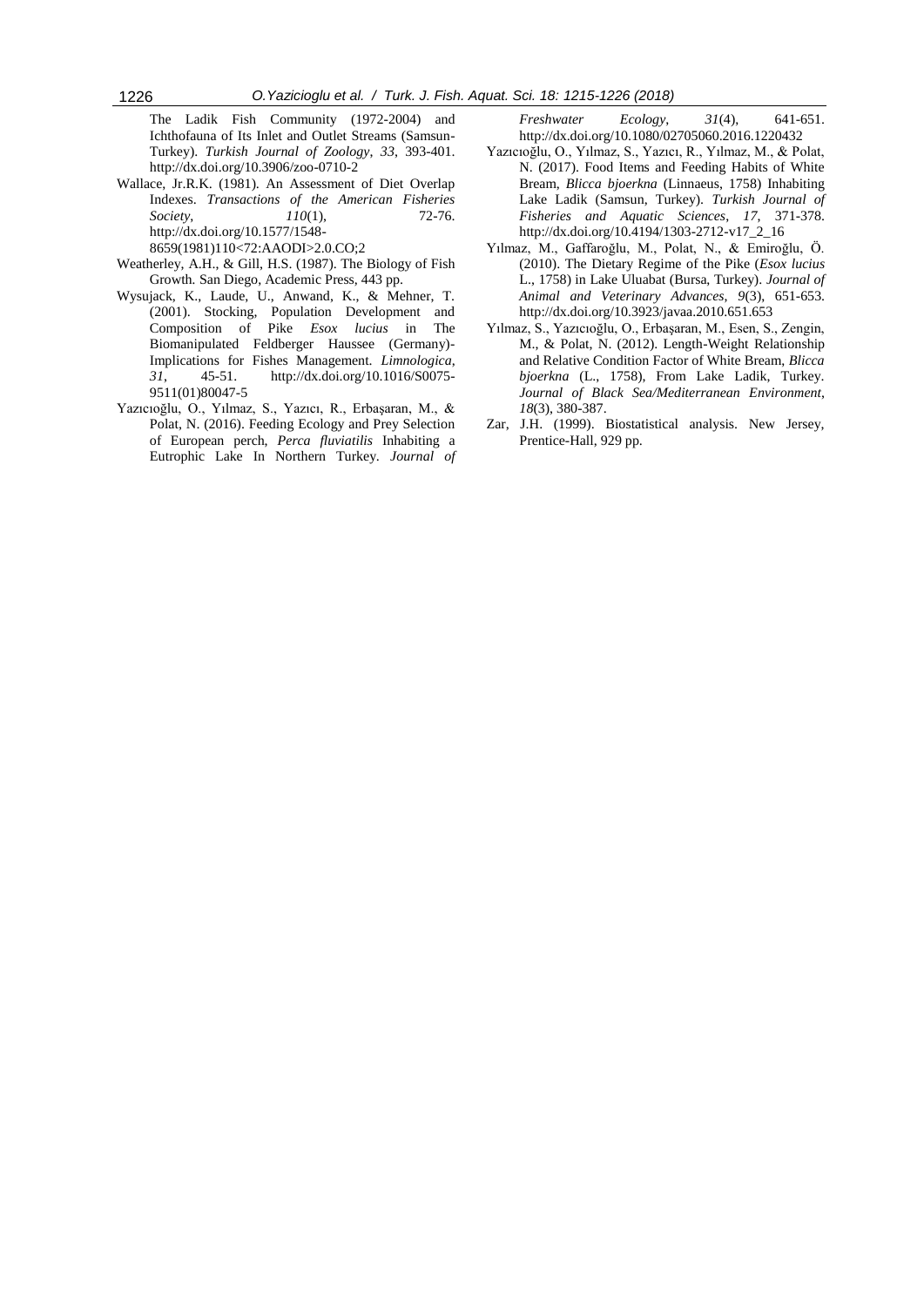The Ladik Fish Community (1972-2004) and Ichthofauna of Its Inlet and Outlet Streams (Samsun-Turkey). *Turkish Journal of Zoology, 33*, 393-401. http://dx.doi.org/10.3906/zoo-0710-2

Wallace, Jr.R.K. (1981). An Assessment of Diet Overlap Indexes. *Transactions of the American Fisheries Society*, *110*(1), 72-76. http://dx.doi.org/10.1577/1548-8659(1981)110<72:AAODI>2.0.CO;2

Weatherley, A.H., & Gill, H.S. (1987). The Biology of Fish Growth. San Diego, Academic Press, 443 pp.

Wysujack, K., Laude, U., Anwand, K., & Mehner, T. (2001). Stocking, Population Development and Composition of Pike *Esox lucius* in The Biomanipulated Feldberger Haussee (Germany)- Implications for Fishes Management. *Limnologica, 31*, 45-51. http://dx.doi.org/10.1016/S0075-9511(01)80047-5

Yazıcıoğlu, O., Yılmaz, S., Yazıcı, R., Erbaşaran, M., & Polat, N. (2016). Feeding Ecology and Prey Selection of European perch, *Perca fluviatilis* Inhabiting a Eutrophic Lake In Northern Turkey. *Journal of Freshwater Ecology*, *31*(4), 641-651. http://dx.doi.org/10.1080/02705060.2016.1220432

Yazıcıoğlu, O., Yılmaz, S., Yazıcı, R., Yılmaz, M., & Polat, N. (2017). Food Items and Feeding Habits of White Bream, *Blicca bjoerkna* (Linnaeus, 1758) Inhabiting Lake Ladik (Samsun, Turkey). *Turkish Journal of Fisheries and Aquatic Sciences*, *17*, 371-378. http://dx.doi.org/10.4194/1303-2712-v17_2_16

Yılmaz, M., Gaffaroğlu, M., Polat, N., & Emiroğlu, Ö. (2010). The Dietary Regime of the Pike (*Esox lucius* L., 1758) in Lake Uluabat (Bursa, Turkey). *Journal of Animal and Veterinary Advances*, *9*(3), 651-653. http://dx.doi.org/10.3923/javaa.2010.651.653

Yılmaz, S., Yazıcıoğlu, O., Erbaşaran, M., Esen, S., Zengin, M., & Polat, N. (2012). Length-Weight Relationship and Relative Condition Factor of White Bream, *Blicca bjoerkna* (L., 1758), From Lake Ladik, Turkey. *Journal of Black Sea/Mediterranean Environment*, *18*(3), 380-387.

Zar, J.H. (1999). Biostatistical analysis. New Jersey, Prentice-Hall, 929 pp.